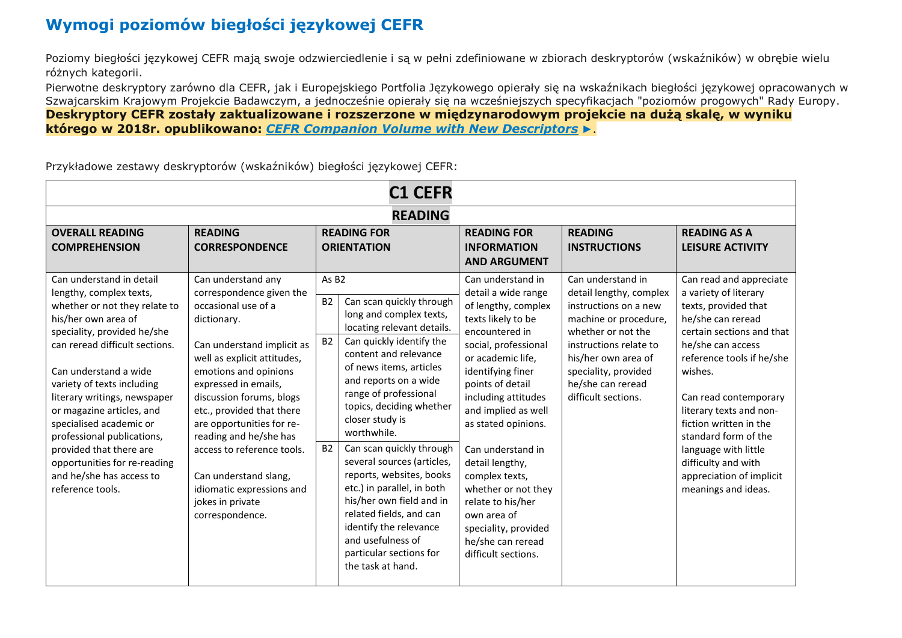# Wymogi poziomów biegłości językowej CEFR

Poziomy biegłości językowej CEFR mają swoje odzwierciedlenie i są w pełni zdefiniowane w zbiorach deskryptorów (wskaźników) w obrębie wielu różnych kategorii.

Pierwotne deskryptory zarówno dla CEFR, jak i Europejskiego Portfolia Językowego opierały się na wskaźnikach biegłości językowej opracowanych w Szwajcarskim Krajowym Projekcie Badawczym, a jednocześnie opierały się na wcześniejszych specyfikacjach "poziomów progowych" Rady Europy.

**Deskryptory CEFR zostały zaktualizowane i rozszerzone w międzynarodowym projekcie na dużą skalę, w wyniku którego w 2018r. opublikowano: *CEFR Companion Volume with New Descriptors* ►.**

Przykładowe zestawy deskryptorów (wskaźników) biegłości językowej CEFR:

| **C1 CEFR** | | | | | |
|---|---|---|---|---|---|
| **READING** | | | | | |
| **OVERALL READING COMPREHENSION** | **READING CORRESPONDENCE** | **READING FOR ORIENTATION** | **READING FOR INFORMATION AND ARGUMENT** | **READING INSTRUCTIONS** | **READING AS A LEISURE ACTIVITY** |
| Can understand in detail lengthy, complex texts, whether or not they relate to his/her own area of speciality, provided he/she can reread difficult sections.<br><br>Can understand a wide variety of texts including literary writings, newspaper or magazine articles, and specialised academic or professional publications, provided that there are opportunities for re-reading and he/she has access to reference tools. | Can understand any correspondence given the occasional use of a dictionary.<br><br>Can understand implicit as well as explicit attitudes, emotions and opinions expressed in emails, discussion forums, blogs etc., provided that there are opportunities for re-reading and he/she has access to reference tools.<br><br>Can understand slang, idiomatic expressions and jokes in private correspondence. | As B2<br><br>B2: Can scan quickly through long and complex texts, locating relevant details.<br><br>B2: Can quickly identify the content and relevance of news items, articles and reports on a wide range of professional topics, deciding whether closer study is worthwhile.<br><br>B2: Can scan quickly through several sources (articles, reports, websites, books etc.) in parallel, in both his/her own field and in related fields, and can identify the relevance and usefulness of particular sections for the task at hand. | Can understand in detail a wide range of lengthy, complex texts likely to be encountered in social, professional or academic life, identifying finer points of detail including attitudes and implied as well as stated opinions.<br><br>Can understand in detail lengthy, complex texts, whether or not they relate to his/her own area of speciality, provided he/she can reread difficult sections. | Can understand in detail lengthy, complex instructions on a new machine or procedure, whether or not the instructions relate to his/her own area of speciality, provided he/she can reread difficult sections. | Can read and appreciate a variety of literary texts, provided that he/she can reread certain sections and that he/she can access reference tools if he/she wishes.<br><br>Can read contemporary literary texts and non-fiction written in the standard form of the language with little difficulty and with appreciation of implicit meanings and ideas. |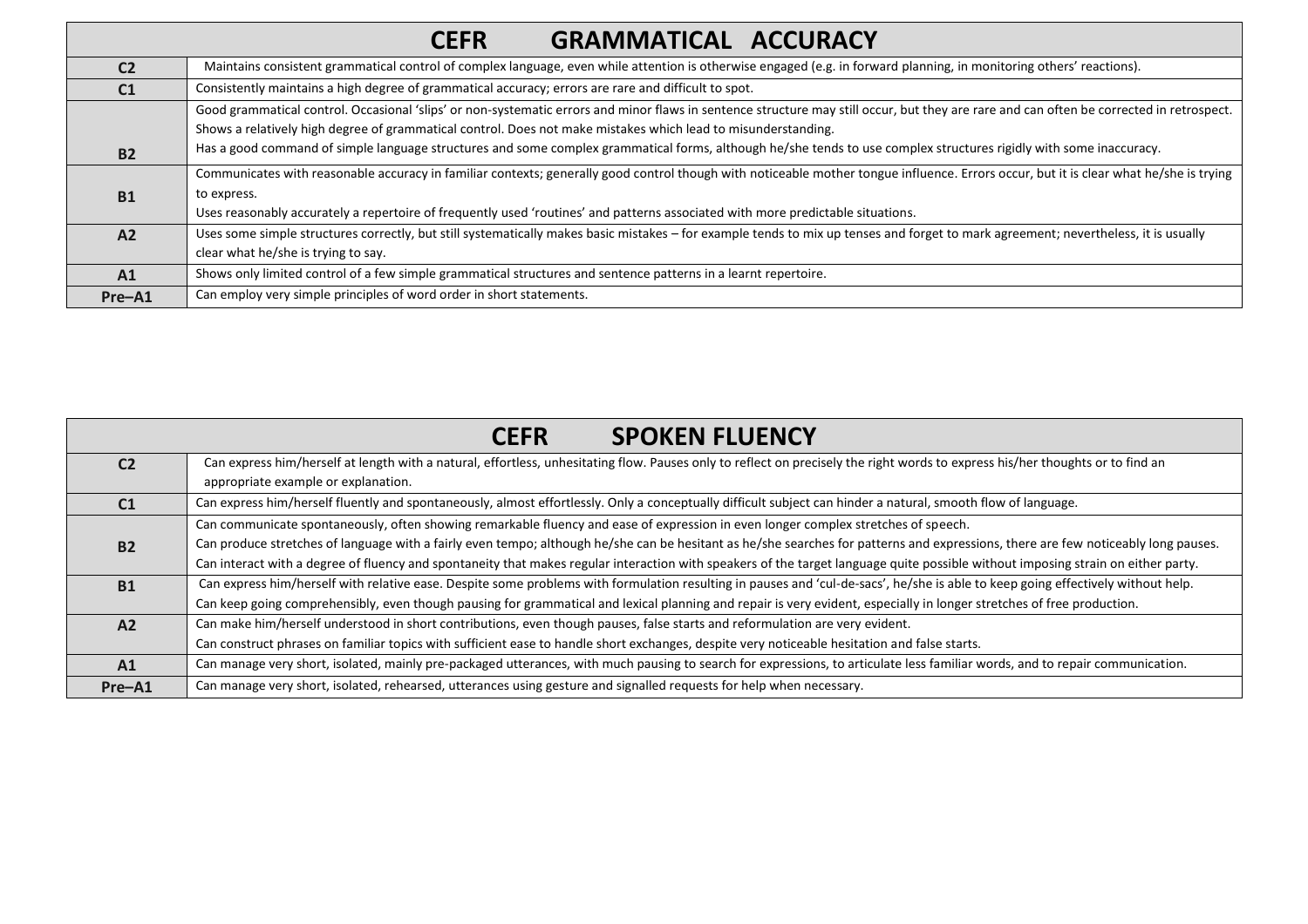| CEFR | GRAMMATICAL ACCURACY |
|---|---|
| C2 | Maintains consistent grammatical control of complex language, even while attention is otherwise engaged (e.g. in forward planning, in monitoring others' reactions). |
| C1 | Consistently maintains a high degree of grammatical accuracy; errors are rare and difficult to spot. |
| B2 | Good grammatical control. Occasional 'slips' or non-systematic errors and minor flaws in sentence structure may still occur, but they are rare and can often be corrected in retrospect.<br>Shows a relatively high degree of grammatical control. Does not make mistakes which lead to misunderstanding.<br>Has a good command of simple language structures and some complex grammatical forms, although he/she tends to use complex structures rigidly with some inaccuracy. |
| B1 | Communicates with reasonable accuracy in familiar contexts; generally good control though with noticeable mother tongue influence. Errors occur, but it is clear what he/she is trying to express.<br>Uses reasonably accurately a repertoire of frequently used 'routines' and patterns associated with more predictable situations. |
| A2 | Uses some simple structures correctly, but still systematically makes basic mistakes – for example tends to mix up tenses and forget to mark agreement; nevertheless, it is usually clear what he/she is trying to say. |
| A1 | Shows only limited control of a few simple grammatical structures and sentence patterns in a learnt repertoire. |
| Pre–A1 | Can employ very simple principles of word order in short statements. |

| CEFR | SPOKEN FLUENCY |
|---|---|
| C2 | Can express him/herself at length with a natural, effortless, unhesitating flow. Pauses only to reflect on precisely the right words to express his/her thoughts or to find an appropriate example or explanation. |
| C1 | Can express him/herself fluently and spontaneously, almost effortlessly. Only a conceptually difficult subject can hinder a natural, smooth flow of language. |
| B2 | Can communicate spontaneously, often showing remarkable fluency and ease of expression in even longer complex stretches of speech.<br>Can produce stretches of language with a fairly even tempo; although he/she can be hesitant as he/she searches for patterns and expressions, there are few noticeably long pauses.<br>Can interact with a degree of fluency and spontaneity that makes regular interaction with speakers of the target language quite possible without imposing strain on either party. |
| B1 | Can express him/herself with relative ease. Despite some problems with formulation resulting in pauses and 'cul-de-sacs', he/she is able to keep going effectively without help.<br>Can keep going comprehensibly, even though pausing for grammatical and lexical planning and repair is very evident, especially in longer stretches of free production. |
| A2 | Can make him/herself understood in short contributions, even though pauses, false starts and reformulation are very evident.<br>Can construct phrases on familiar topics with sufficient ease to handle short exchanges, despite very noticeable hesitation and false starts. |
| A1 | Can manage very short, isolated, mainly pre-packaged utterances, with much pausing to search for expressions, to articulate less familiar words, and to repair communication. |
| Pre–A1 | Can manage very short, isolated, rehearsed, utterances using gesture and signalled requests for help when necessary. |